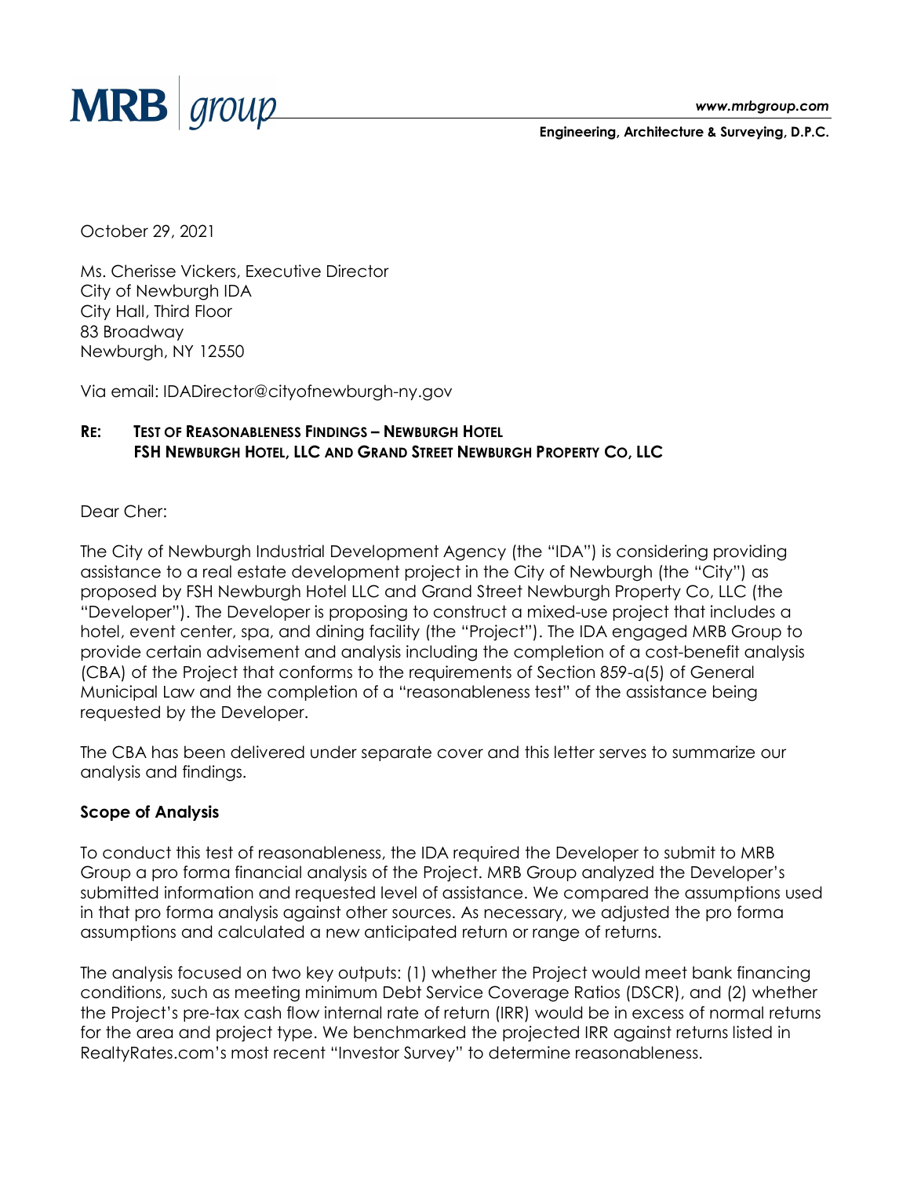MRB group

www.mrbgroup.com

Engineering, Architecture & Surveying, D.P.C.

October 29, 2021

Ms. Cherisse Vickers, Executive Director
City of Newburgh IDA
City Hall, Third Floor
83 Broadway
Newburgh, NY 12550

Via email: IDADirector@cityofnewburgh-ny.gov

**RE: TEST OF REASONABLENESS FINDINGS – NEWBURGH HOTEL**
**FSH NEWBURGH HOTEL, LLC AND GRAND STREET NEWBURGH PROPERTY CO, LLC**

Dear Cher:

The City of Newburgh Industrial Development Agency (the "IDA") is considering providing assistance to a real estate development project in the City of Newburgh (the "City") as proposed by FSH Newburgh Hotel LLC and Grand Street Newburgh Property Co, LLC (the "Developer"). The Developer is proposing to construct a mixed-use project that includes a hotel, event center, spa, and dining facility (the "Project"). The IDA engaged MRB Group to provide certain advisement and analysis including the completion of a cost-benefit analysis (CBA) of the Project that conforms to the requirements of Section 859-a(5) of General Municipal Law and the completion of a "reasonableness test" of the assistance being requested by the Developer.

The CBA has been delivered under separate cover and this letter serves to summarize our analysis and findings.

**Scope of Analysis**

To conduct this test of reasonableness, the IDA required the Developer to submit to MRB Group a pro forma financial analysis of the Project. MRB Group analyzed the Developer's submitted information and requested level of assistance. We compared the assumptions used in that pro forma analysis against other sources. As necessary, we adjusted the pro forma assumptions and calculated a new anticipated return or range of returns.

The analysis focused on two key outputs: (1) whether the Project would meet bank financing conditions, such as meeting minimum Debt Service Coverage Ratios (DSCR), and (2) whether the Project's pre-tax cash flow internal rate of return (IRR) would be in excess of normal returns for the area and project type. We benchmarked the projected IRR against returns listed in RealtyRates.com's most recent "Investor Survey" to determine reasonableness.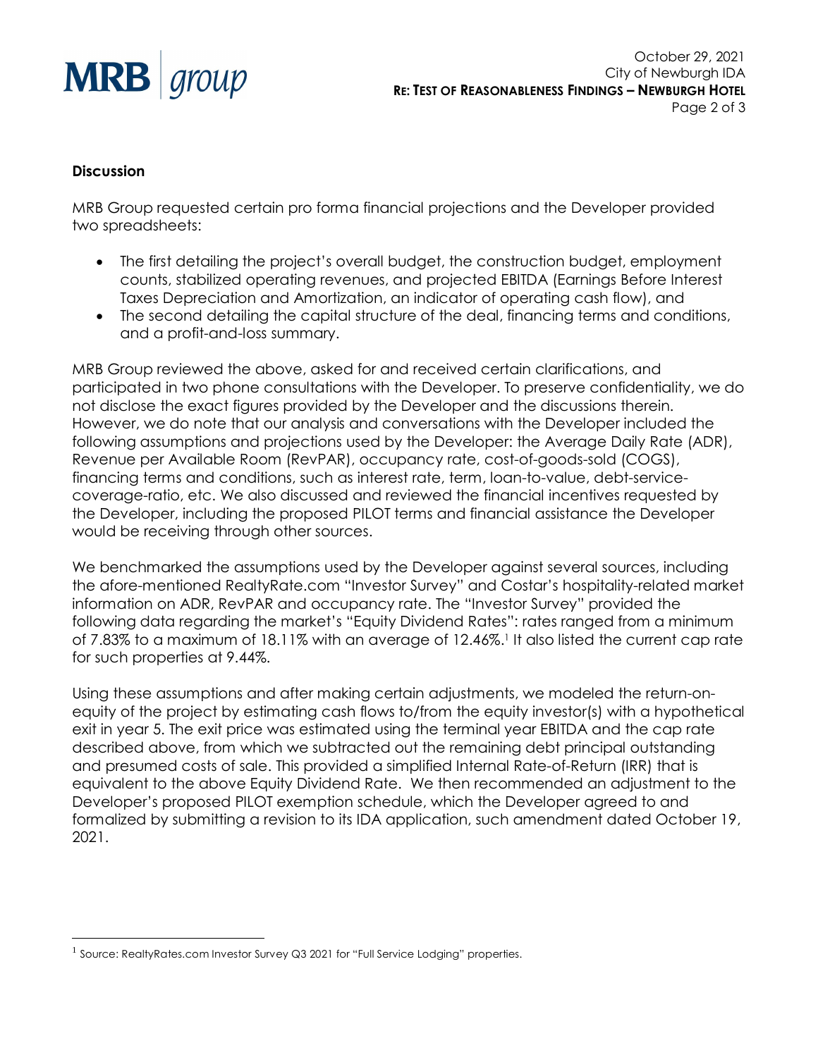## Discussion

MRB Group requested certain pro forma financial projections and the Developer provided two spreadsheets:

- The first detailing the project's overall budget, the construction budget, employment counts, stabilized operating revenues, and projected EBITDA (Earnings Before Interest Taxes Depreciation and Amortization, an indicator of operating cash flow), and
- The second detailing the capital structure of the deal, financing terms and conditions, and a profit-and-loss summary.

MRB Group reviewed the above, asked for and received certain clarifications, and participated in two phone consultations with the Developer. To preserve confidentiality, we do not disclose the exact figures provided by the Developer and the discussions therein. However, we do note that our analysis and conversations with the Developer included the following assumptions and projections used by the Developer: the Average Daily Rate (ADR), Revenue per Available Room (RevPAR), occupancy rate, cost-of-goods-sold (COGS), financing terms and conditions, such as interest rate, term, loan-to-value, debt-service-coverage-ratio, etc. We also discussed and reviewed the financial incentives requested by the Developer, including the proposed PILOT terms and financial assistance the Developer would be receiving through other sources.

We benchmarked the assumptions used by the Developer against several sources, including the afore-mentioned RealtyRate.com "Investor Survey" and Costar's hospitality-related market information on ADR, RevPAR and occupancy rate. The "Investor Survey" provided the following data regarding the market's "Equity Dividend Rates": rates ranged from a minimum of 7.83% to a maximum of 18.11% with an average of 12.46%.[1] It also listed the current cap rate for such properties at 9.44%.

Using these assumptions and after making certain adjustments, we modeled the return-on-equity of the project by estimating cash flows to/from the equity investor(s) with a hypothetical exit in year 5. The exit price was estimated using the terminal year EBITDA and the cap rate described above, from which we subtracted out the remaining debt principal outstanding and presumed costs of sale. This provided a simplified Internal Rate-of-Return (IRR) that is equivalent to the above Equity Dividend Rate. We then recommended an adjustment to the Developer's proposed PILOT exemption schedule, which the Developer agreed to and formalized by submitting a revision to its IDA application, such amendment dated October 19, 2021.

---

[1] Source: RealtyRates.com Investor Survey Q3 2021 for "Full Service Lodging" properties.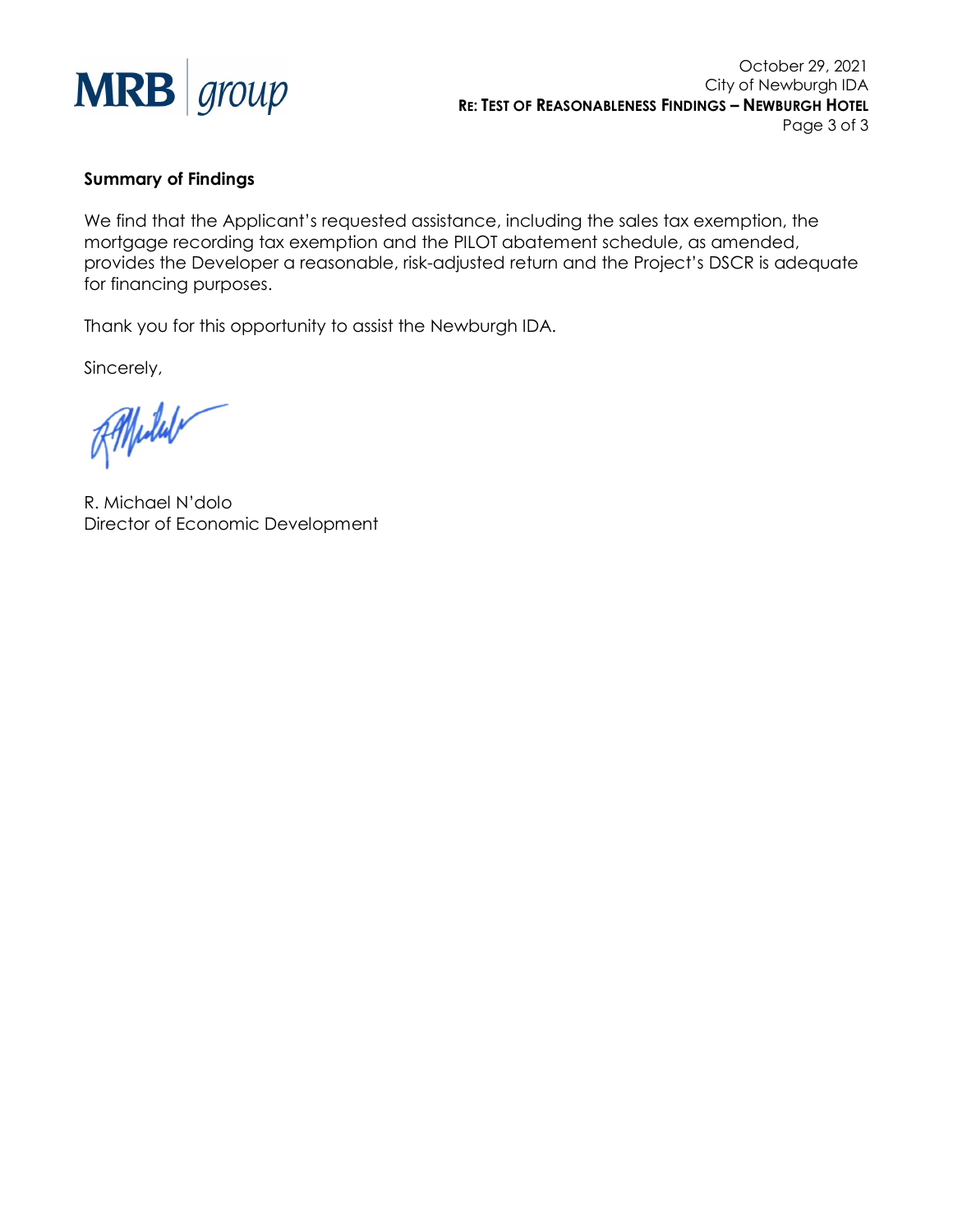**Summary of Findings**

We find that the Applicant's requested assistance, including the sales tax exemption, the mortgage recording tax exemption and the PILOT abatement schedule, as amended, provides the Developer a reasonable, risk-adjusted return and the Project's DSCR is adequate for financing purposes.

Thank you for this opportunity to assist the Newburgh IDA.

Sincerely,

R. Michael N'dolo
Director of Economic Development